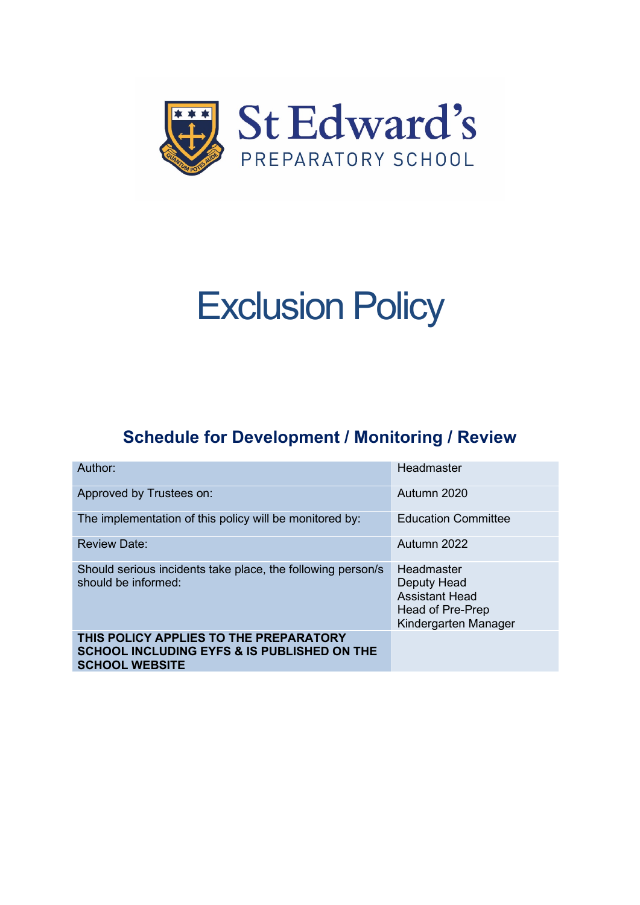St Edward's
PREPARATORY SCHOOL

# Exclusion Policy

## Schedule for Development / Monitoring / Review

| | |
|---|---|
| Author: | Headmaster |
| Approved by Trustees on: | Autumn 2020 |
| The implementation of this policy will be monitored by: | Education Committee |
| Review Date: | Autumn 2022 |
| Should serious incidents take place, the following person/s should be informed: | Headmaster<br>Deputy Head<br>Assistant Head<br>Head of Pre-Prep<br>Kindergarten Manager |
| **THIS POLICY APPLIES TO THE PREPARATORY SCHOOL INCLUDING EYFS & IS PUBLISHED ON THE SCHOOL WEBSITE** | |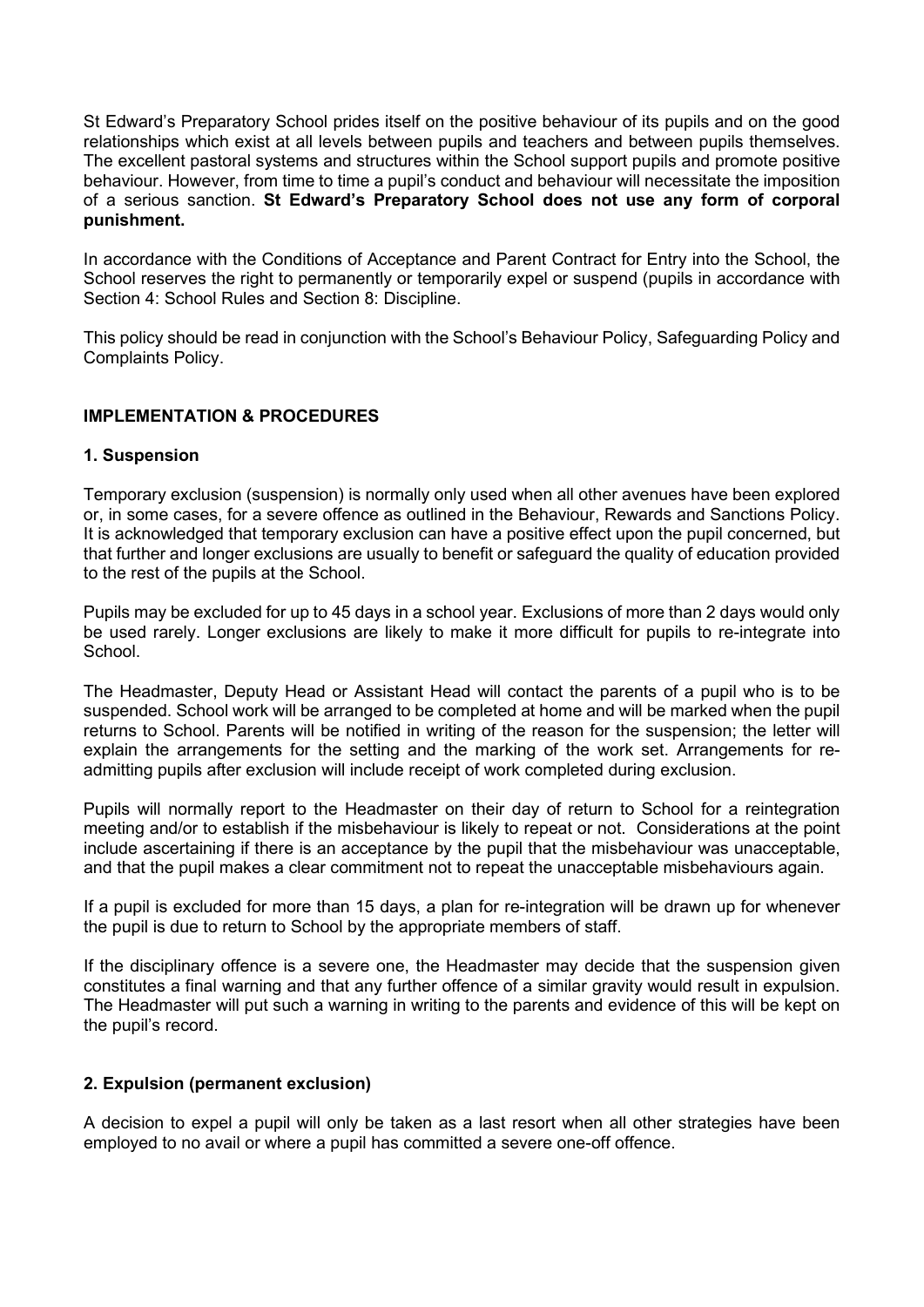St Edward's Preparatory School prides itself on the positive behaviour of its pupils and on the good relationships which exist at all levels between pupils and teachers and between pupils themselves. The excellent pastoral systems and structures within the School support pupils and promote positive behaviour. However, from time to time a pupil's conduct and behaviour will necessitate the imposition of a serious sanction. **St Edward's Preparatory School does not use any form of corporal punishment.**

In accordance with the Conditions of Acceptance and Parent Contract for Entry into the School, the School reserves the right to permanently or temporarily expel or suspend (pupils in accordance with Section 4: School Rules and Section 8: Discipline.

This policy should be read in conjunction with the School's Behaviour Policy, Safeguarding Policy and Complaints Policy.

## IMPLEMENTATION & PROCEDURES

### 1. Suspension

Temporary exclusion (suspension) is normally only used when all other avenues have been explored or, in some cases, for a severe offence as outlined in the Behaviour, Rewards and Sanctions Policy. It is acknowledged that temporary exclusion can have a positive effect upon the pupil concerned, but that further and longer exclusions are usually to benefit or safeguard the quality of education provided to the rest of the pupils at the School.

Pupils may be excluded for up to 45 days in a school year. Exclusions of more than 2 days would only be used rarely. Longer exclusions are likely to make it more difficult for pupils to re-integrate into School.

The Headmaster, Deputy Head or Assistant Head will contact the parents of a pupil who is to be suspended. School work will be arranged to be completed at home and will be marked when the pupil returns to School. Parents will be notified in writing of the reason for the suspension; the letter will explain the arrangements for the setting and the marking of the work set. Arrangements for re-admitting pupils after exclusion will include receipt of work completed during exclusion.

Pupils will normally report to the Headmaster on their day of return to School for a reintegration meeting and/or to establish if the misbehaviour is likely to repeat or not. Considerations at the point include ascertaining if there is an acceptance by the pupil that the misbehaviour was unacceptable, and that the pupil makes a clear commitment not to repeat the unacceptable misbehaviours again.

If a pupil is excluded for more than 15 days, a plan for re-integration will be drawn up for whenever the pupil is due to return to School by the appropriate members of staff.

If the disciplinary offence is a severe one, the Headmaster may decide that the suspension given constitutes a final warning and that any further offence of a similar gravity would result in expulsion. The Headmaster will put such a warning in writing to the parents and evidence of this will be kept on the pupil's record.

### 2. Expulsion (permanent exclusion)

A decision to expel a pupil will only be taken as a last resort when all other strategies have been employed to no avail or where a pupil has committed a severe one-off offence.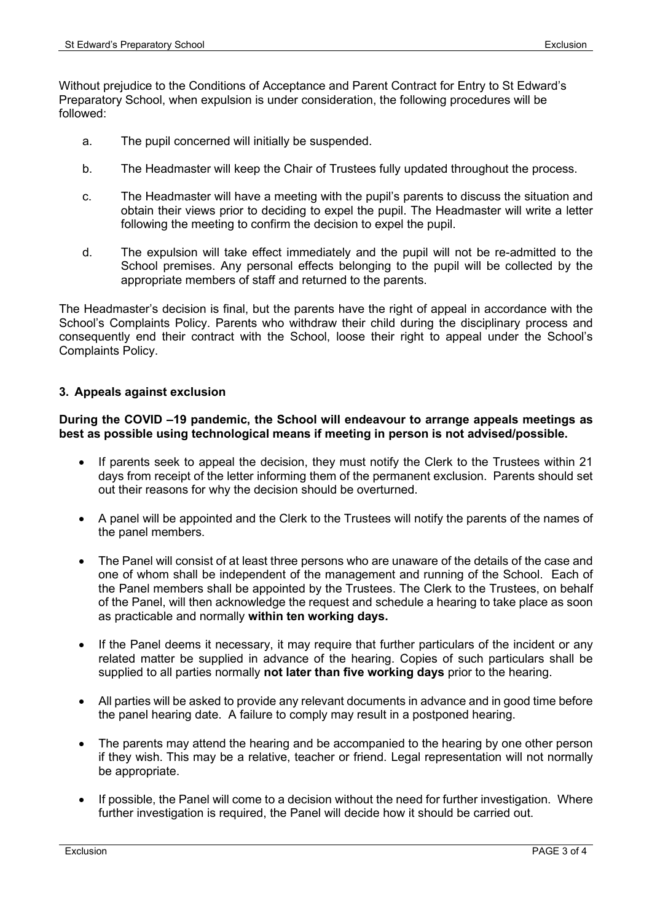Without prejudice to the Conditions of Acceptance and Parent Contract for Entry to St Edward's Preparatory School, when expulsion is under consideration, the following procedures will be followed:

a. The pupil concerned will initially be suspended.

b. The Headmaster will keep the Chair of Trustees fully updated throughout the process.

c. The Headmaster will have a meeting with the pupil's parents to discuss the situation and obtain their views prior to deciding to expel the pupil. The Headmaster will write a letter following the meeting to confirm the decision to expel the pupil.

d. The expulsion will take effect immediately and the pupil will not be re-admitted to the School premises. Any personal effects belonging to the pupil will be collected by the appropriate members of staff and returned to the parents.

The Headmaster's decision is final, but the parents have the right of appeal in accordance with the School's Complaints Policy. Parents who withdraw their child during the disciplinary process and consequently end their contract with the School, loose their right to appeal under the School's Complaints Policy.

## 3. Appeals against exclusion

**During the COVID –19 pandemic, the School will endeavour to arrange appeals meetings as best as possible using technological means if meeting in person is not advised/possible.**

- If parents seek to appeal the decision, they must notify the Clerk to the Trustees within 21 days from receipt of the letter informing them of the permanent exclusion. Parents should set out their reasons for why the decision should be overturned.
- A panel will be appointed and the Clerk to the Trustees will notify the parents of the names of the panel members.
- The Panel will consist of at least three persons who are unaware of the details of the case and one of whom shall be independent of the management and running of the School. Each of the Panel members shall be appointed by the Trustees. The Clerk to the Trustees, on behalf of the Panel, will then acknowledge the request and schedule a hearing to take place as soon as practicable and normally **within ten working days.**
- If the Panel deems it necessary, it may require that further particulars of the incident or any related matter be supplied in advance of the hearing. Copies of such particulars shall be supplied to all parties normally **not later than five working days** prior to the hearing.
- All parties will be asked to provide any relevant documents in advance and in good time before the panel hearing date. A failure to comply may result in a postponed hearing.
- The parents may attend the hearing and be accompanied to the hearing by one other person if they wish. This may be a relative, teacher or friend. Legal representation will not normally be appropriate.
- If possible, the Panel will come to a decision without the need for further investigation. Where further investigation is required, the Panel will decide how it should be carried out.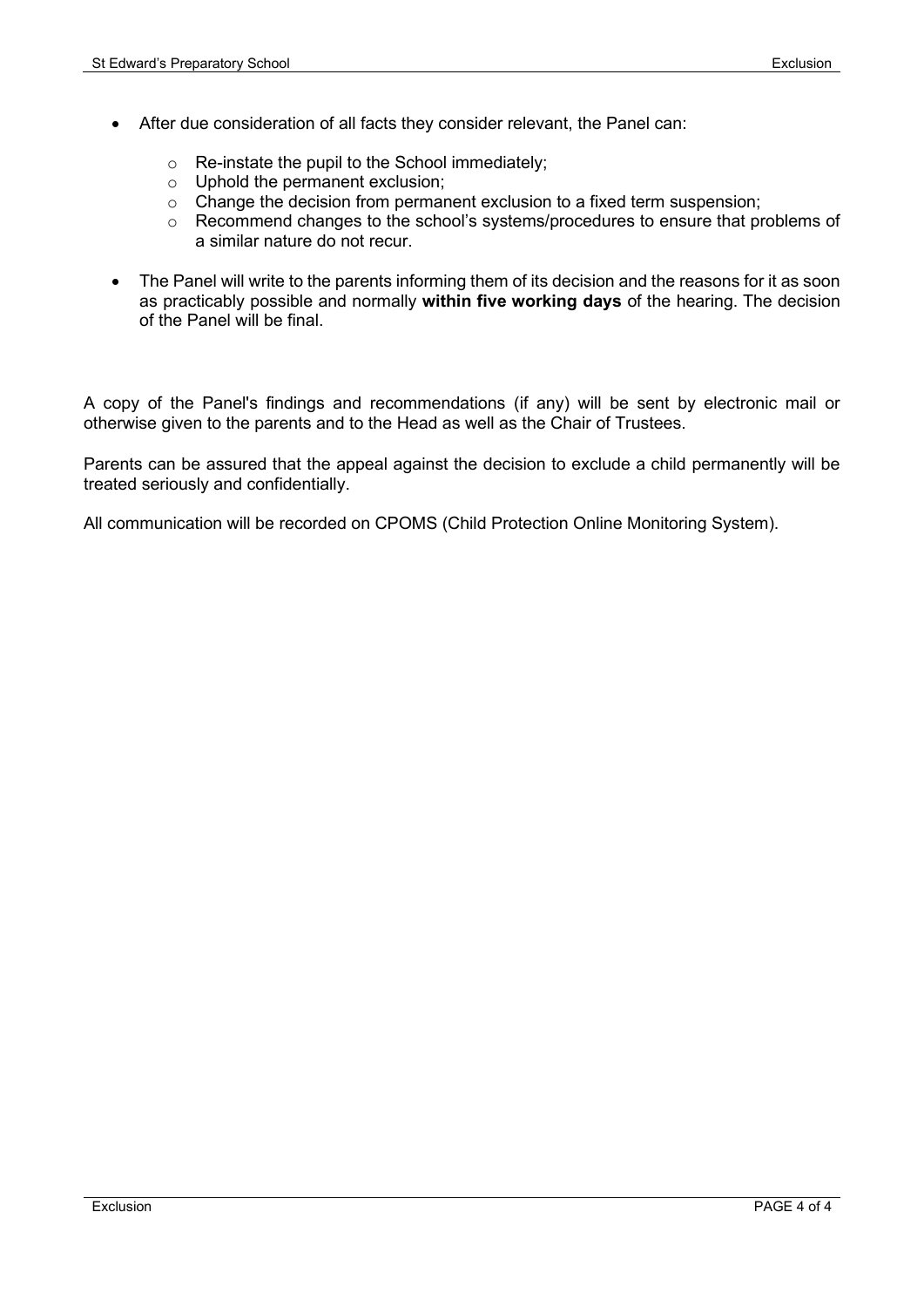- After due consideration of all facts they consider relevant, the Panel can:
  - Re-instate the pupil to the School immediately;
  - Uphold the permanent exclusion;
  - Change the decision from permanent exclusion to a fixed term suspension;
  - Recommend changes to the school's systems/procedures to ensure that problems of a similar nature do not recur.
- The Panel will write to the parents informing them of its decision and the reasons for it as soon as practicably possible and normally **within five working days** of the hearing. The decision of the Panel will be final.

A copy of the Panel's findings and recommendations (if any) will be sent by electronic mail or otherwise given to the parents and to the Head as well as the Chair of Trustees.

Parents can be assured that the appeal against the decision to exclude a child permanently will be treated seriously and confidentially.

All communication will be recorded on CPOMS (Child Protection Online Monitoring System).